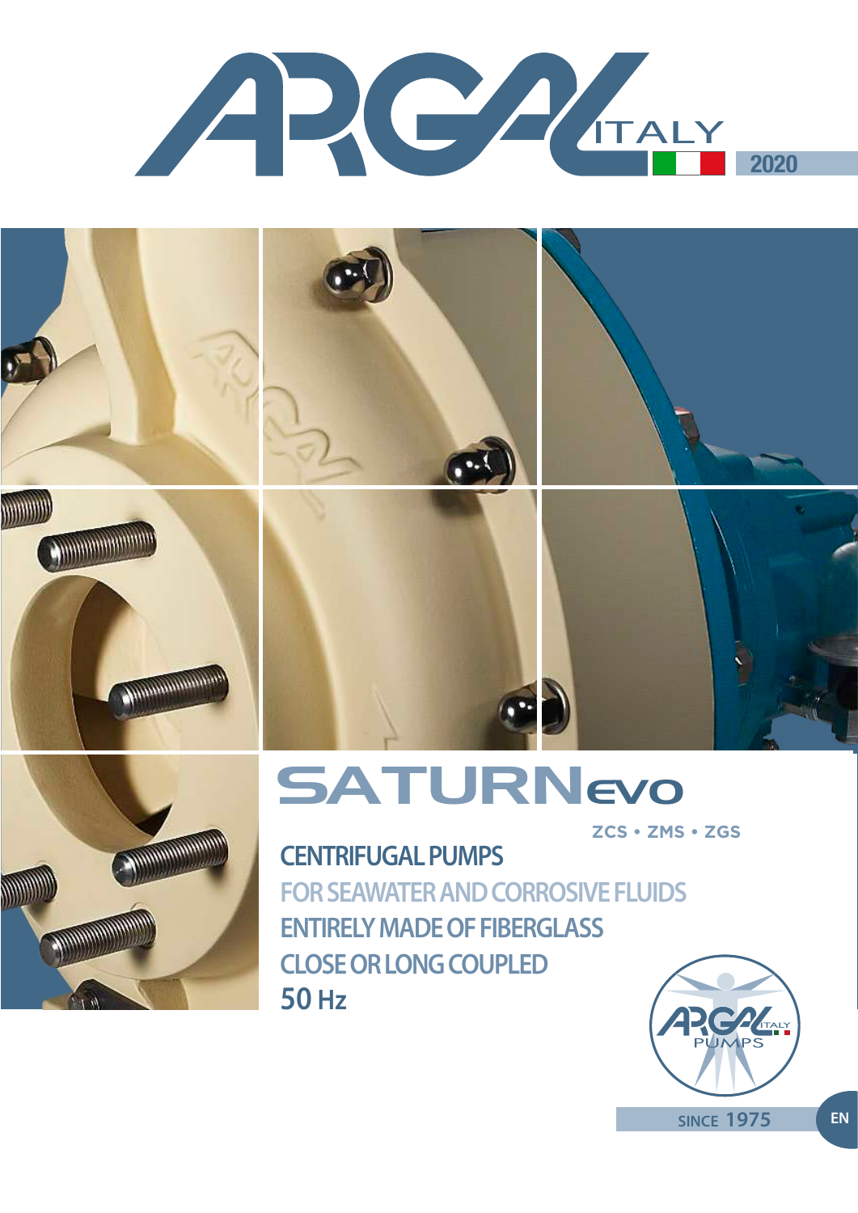# ARGAL ITALY

2020

# SATURNevo

ZCS • ZMS • ZGS

## CENTRIFUGAL PUMPS

FOR SEAWATER AND CORROSIVE FLUIDS

ENTIRELY MADE OF FIBERGLASS

CLOSE OR LONG COUPLED

50 Hz

ARGAL ITALY PUMPS

SINCE 1975

EN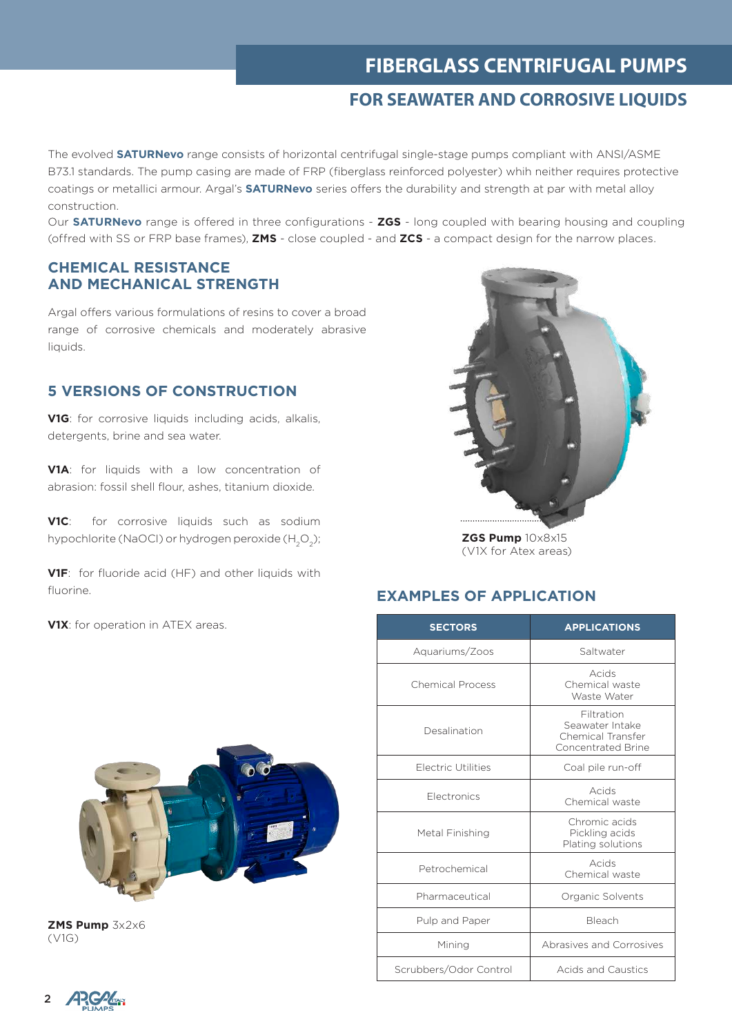# FIBERGLASS CENTRIFUGAL PUMPS

## FOR SEAWATER AND CORROSIVE LIQUIDS

The evolved **SATURNevo** range consists of horizontal centrifugal single-stage pumps compliant with ANSI/ASME B73.1 standards. The pump casing are made of FRP (fiberglass reinforced polyester) whih neither requires protective coatings or metallici armour. Argal's **SATURNevo** series offers the durability and strength at par with metal alloy construction.

Our **SATURNevo** range is offered in three configurations - **ZGS** - long coupled with bearing housing and coupling (offred with SS or FRP base frames), **ZMS** - close coupled - and **ZCS** - a compact design for the narrow places.

### CHEMICAL RESISTANCE AND MECHANICAL STRENGTH

Argal offers various formulations of resins to cover a broad range of corrosive chemicals and moderately abrasive liquids.

### 5 VERSIONS OF CONSTRUCTION

**V1G**: for corrosive liquids including acids, alkalis, detergents, brine and sea water.

**V1A**: for liquids with a low concentration of abrasion: fossil shell flour, ashes, titanium dioxide.

**V1C**: for corrosive liquids such as sodium hypochlorite (NaOCl) or hydrogen peroxide ($H_2O_2$);

**V1F**: for fluoride acid (HF) and other liquids with fluorine.

**V1X**: for operation in ATEX areas.

**ZGS Pump** 10x8x15
(V1X for Atex areas)

**ZMS Pump** 3x2x6
(V1G)

### EXAMPLES OF APPLICATION

| SECTORS | APPLICATIONS |
|---|---|
| Aquariums/Zoos | Saltwater |
| Chemical Process | Acids<br>Chemical waste<br>Waste Water |
| Desalination | Filtration<br>Seawater Intake<br>Chemical Transfer<br>Concentrated Brine |
| Electric Utilities | Coal pile run-off |
| Electronics | Acids<br>Chemical waste |
| Metal Finishing | Chromic acids<br>Pickling acids<br>Plating solutions |
| Petrochemical | Acids<br>Chemical waste |
| Pharmaceutical | Organic Solvents |
| Pulp and Paper | Bleach |
| Mining | Abrasives and Corrosives |
| Scrubbers/Odor Control | Acids and Caustics |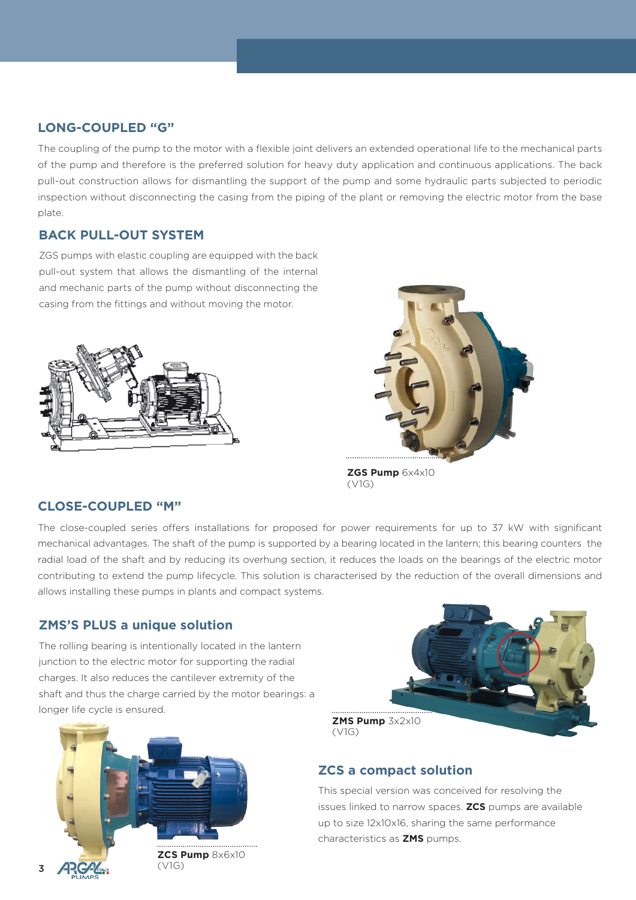## LONG-COUPLED "G"

The coupling of the pump to the motor with a flexible joint delivers an extended operational life to the mechanical parts of the pump and therefore is the preferred solution for heavy duty application and continuous applications. The back pull-out construction allows for dismantling the support of the pump and some hydraulic parts subjected to periodic inspection without disconnecting the casing from the piping of the plant or removing the electric motor from the base plate.

### BACK PULL-OUT SYSTEM

ZGS pumps with elastic coupling are equipped with the back pull-out system that allows the dismantling of the internal and mechanic parts of the pump without disconnecting the casing from the fittings and without moving the motor.

**ZGS Pump** 6x4x10 (V1G)

## CLOSE-COUPLED "M"

The close-coupled series offers installations for proposed for power requirements for up to 37 kW with significant mechanical advantages. The shaft of the pump is supported by a bearing located in the lantern; this bearing counters the radial load of the shaft and by reducing its overhung section, it reduces the loads on the bearings of the electric motor contributing to extend the pump lifecycle. This solution is characterised by the reduction of the overall dimensions and allows installing these pumps in plants and compact systems.

### ZMS'S PLUS a unique solution

The rolling bearing is intentionally located in the lantern junction to the electric motor for supporting the radial charges. It also reduces the cantilever extremity of the shaft and thus the charge carried by the motor bearings: a longer life cycle is ensured.

**ZMS Pump** 3x2x10 (V1G)

**ZCS Pump** 8x6x10 (V1G)

### ZCS a compact solution

This special version was conceived for resolving the issues linked to narrow spaces. **ZCS** pumps are available up to size 12x10x16, sharing the same performance characteristics as **ZMS** pumps.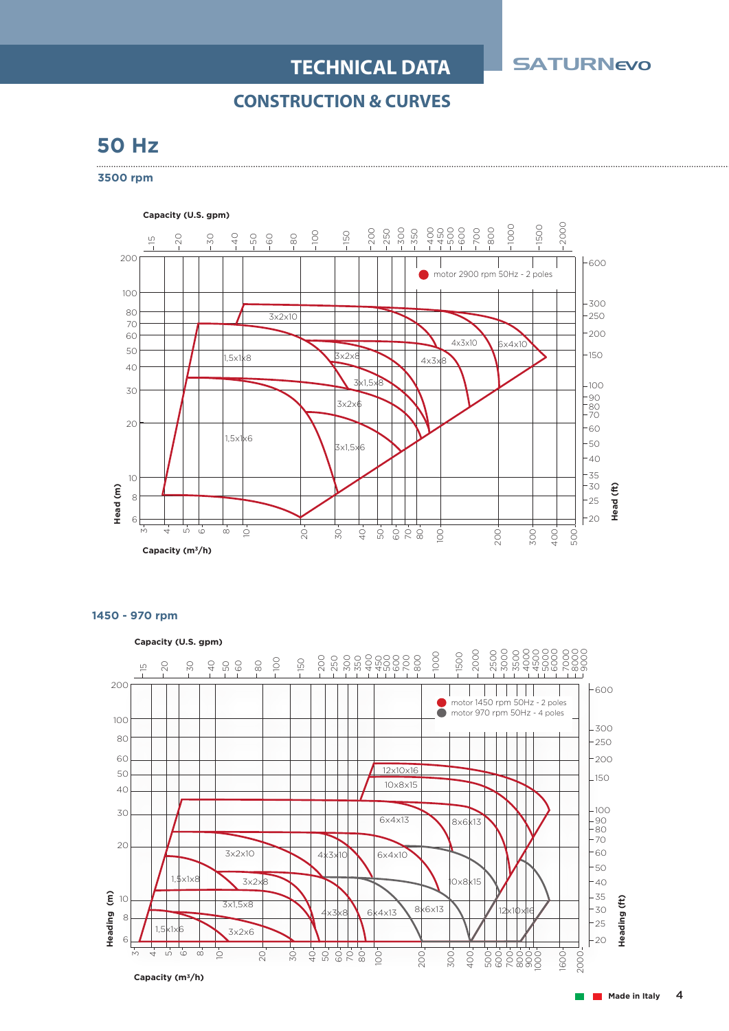# 50 Hz

## 3500 rpm

Capacity (U.S. gpm)

15 20 30 40 50 60 80 100 150 200 250 300 350 400 450 500 600 700 800 1000 1500 2000

motor 2900 rpm 50Hz - 2 poles

3x2x10 · 1,5x1x8 · 3x2x8 · 4x3x10 · 6x4x10 · 4x3x8 · 3x1,5x8 · 3x2x6 · 1,5x1x6 · 3x1,5x6

Head (m): 6 8 10 20 30 40 50 60 70 80 100 200

Head (ft): 20 25 30 35 40 50 60 70 80 90 100 150 200 250 300 600

3 4 5 6 8 10 20 30 40 50 60 70 80 100 200 300 400 500

Capacity (m³/h)

## 1450 - 970 rpm

Capacity (U.S. gpm)

15 20 30 40 50 60 80 100 150 200 250 300 350 400 450 500 600 700 800 1000 1500 2000 2500 3000 3500 4000 4500 5000 6000 7000 8000 9000

motor 1450 rpm 50Hz - 2 poles
motor 970 rpm 50Hz - 4 poles

12x10x16 · 10x8x15 · 6x4x13 · 8x6x13 · 3x2x10 · 4x3x10 · 6x4x10 · 1,5x1x8 · 3x2x8 · 10x8x15 · 3x1,5x8 · 4x3x8 · 6x4x13 · 8x6x13 · 12x10x16 · 1,5x1x6 · 3x2x6

Heading (m): 6 8 10 20 30 40 50 60 80 100 200

Heading (ft): 20 25 30 35 40 50 60 70 80 90 100 150 200 250 300 600

3 4 5 6 8 10 20 30 40 50 60 70 80 100 200 300 400 500 600 700 800 900 1000 1600 2000

Capacity (m³/h)

Made in Italy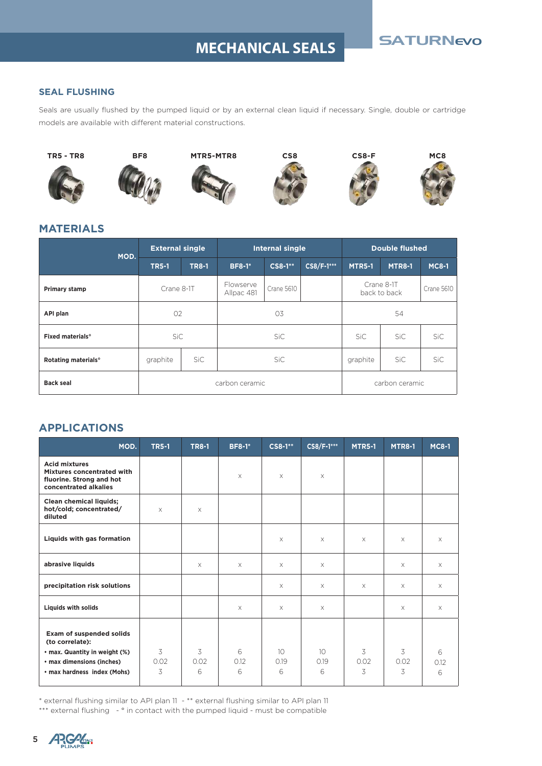# MECHANICAL SEALS

SATURNevo

## SEAL FLUSHING

Seals are usually flushed by the pumped liquid or by an external clean liquid if necessary. Single, double or cartridge models are available with different material constructions.

TR5 - TR8 | BF8 | MTR5-MTR8 | CS8 | CS8-F | MC8

## MATERIALS

| MOD. | External single | | Internal single | | | Double flushed | | |
|---|---|---|---|---|---|---|---|---|
| | TR5-1 | TR8-1 | BF8-1* | CS8-1** | CS8/F-1*** | MTR5-1 | MTR8-1 | MC8-1 |
| Primary stamp | Crane 8-1T | | Flowserve Allpac 481 | Crane 5610 | | Crane 8-1T back to back | | Crane 5610 |
| API plan | 02 | | 03 | | | 54 | | |
| Fixed materials° | SiC | | SiC | | | SiC | SiC | SiC |
| Rotating materials° | graphite | SiC | SiC | | | graphite | SiC | SiC |
| Back seal | carbon ceramic | | | | | carbon ceramic | | |

## APPLICATIONS

| MOD. | TR5-1 | TR8-1 | BF8-1* | CS8-1** | CS8/F-1*** | MTR5-1 | MTR8-1 | MC8-1 |
|---|---|---|---|---|---|---|---|---|
| **Acid mixtures Mixtures concentrated with fluorine. Strong and hot concentrated alkalies** | | | x | x | x | | | |
| **Clean chemical liquids; hot/cold; concentrated/ diluted** | x | x | | | | | | |
| **Liquids with gas formation** | | | | x | x | x | x | x |
| **abrasive liquids** | | x | x | x | x | | x | x |
| **precipitation risk solutions** | | | | x | x | x | x | x |
| **Liquids with solids** | | | x | x | x | | x | x |
| **Exam of suspended solids (to correlate):** • **max. Quantity in weight (%)** • **max dimensions (inches)** • **max hardness index (Mohs)** | 3<br>0.02<br>3 | 3<br>0.02<br>6 | 6<br>0.12<br>6 | 10<br>0.19<br>6 | 10<br>0.19<br>6 | 3<br>0.02<br>3 | 3<br>0.02<br>3 | 6<br>0.12<br>6 |

* external flushing similar to API plan 11 - ** external flushing similar to API plan 11
*** external flushing - ° in contact with the pumped liquid - must be compatible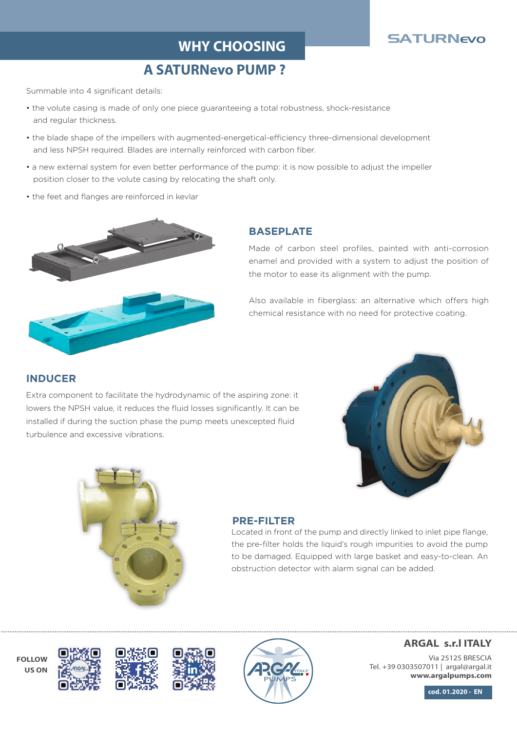SATURNevo

# WHY CHOOSING A SATURNevo PUMP ?

Summable into 4 significant details:

- the volute casing is made of only one piece guaranteeing a total robustness, shock-resistance and regular thickness.
- the blade shape of the impellers with augmented-energetical-efficiency three-dimensional development and less NPSH required. Blades are internally reinforced with carbon fiber.
- a new external system for even better performance of the pump: it is now possible to adjust the impeller position closer to the volute casing by relocating the shaft only.
- the feet and flanges are reinforced in kevlar

## BASEPLATE

Made of carbon steel profiles, painted with anti-corrosion enamel and provided with a system to adjust the position of the motor to ease its alignment with the pump.

Also available in fiberglass: an alternative which offers high chemical resistance with no need for protective coating.

## INDUCER

Extra component to facilitate the hydrodynamic of the aspiring zone: it lowers the NPSH value, it reduces the fluid losses significantly. It can be installed if during the suction phase the pump meets unexcepted fluid turbulence and excessive vibrations.

## PRE-FILTER

Located in front of the pump and directly linked to inlet pipe flange, the pre-filter holds the liquid's rough impurities to avoid the pump to be damaged. Equipped with large basket and easy-to-clean. An obstruction detector with alarm signal can be added.

FOLLOW US ON

**ARGAL s.r.l ITALY**

Via 25125 BRESCIA
Tel. +39 0303507011 | argal@argal.it
**www.argalpumps.com**

**cod. 01.2020 - EN**